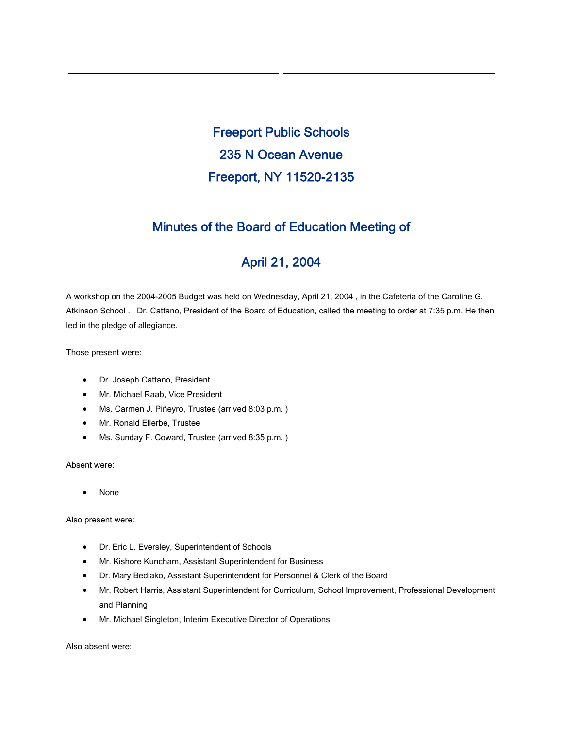# Freeport Public Schools

## 235 N Ocean Avenue

## Freeport, NY 11520-2135

## Minutes of the Board of Education Meeting of

## April 21, 2004

A workshop on the 2004-2005 Budget was held on Wednesday, April 21, 2004 , in the Cafeteria of the Caroline G. Atkinson School . Dr. Cattano, President of the Board of Education, called the meeting to order at 7:35 p.m. He then led in the pledge of allegiance.

Those present were:

- Dr. Joseph Cattano, President
- Mr. Michael Raab, Vice President
- Ms. Carmen J. Piñeyro, Trustee (arrived 8:03 p.m. )
- Mr. Ronald Ellerbe, Trustee
- Ms. Sunday F. Coward, Trustee (arrived 8:35 p.m. )

Absent were:

- None

Also present were:

- Dr. Eric L. Eversley, Superintendent of Schools
- Mr. Kishore Kuncham, Assistant Superintendent for Business
- Dr. Mary Bediako, Assistant Superintendent for Personnel & Clerk of the Board
- Mr. Robert Harris, Assistant Superintendent for Curriculum, School Improvement, Professional Development and Planning
- Mr. Michael Singleton, Interim Executive Director of Operations

Also absent were: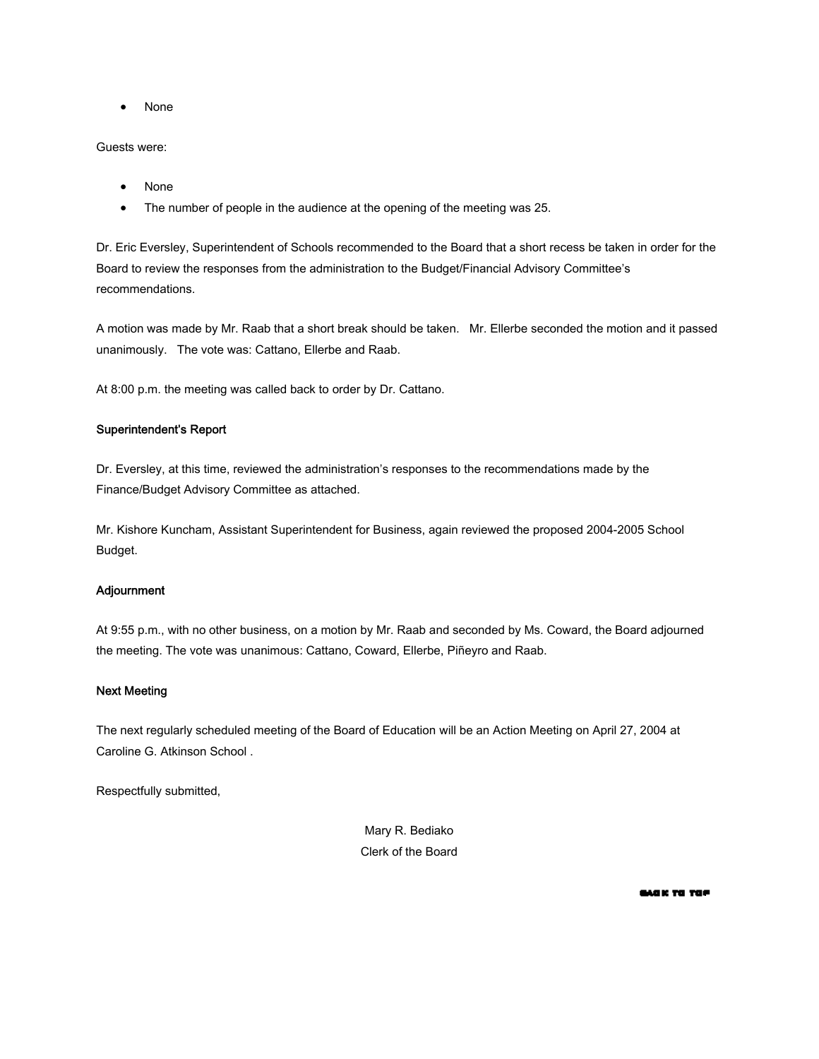- None

Guests were:

- None
- The number of people in the audience at the opening of the meeting was 25.

Dr. Eric Eversley, Superintendent of Schools recommended to the Board that a short recess be taken in order for the Board to review the responses from the administration to the Budget/Financial Advisory Committee's recommendations.

A motion was made by Mr. Raab that a short break should be taken. Mr. Ellerbe seconded the motion and it passed unanimously. The vote was: Cattano, Ellerbe and Raab.

At 8:00 p.m. the meeting was called back to order by Dr. Cattano.

**Superintendent's Report**

Dr. Eversley, at this time, reviewed the administration's responses to the recommendations made by the Finance/Budget Advisory Committee as attached.

Mr. Kishore Kuncham, Assistant Superintendent for Business, again reviewed the proposed 2004-2005 School Budget.

**Adjournment**

At 9:55 p.m., with no other business, on a motion by Mr. Raab and seconded by Ms. Coward, the Board adjourned the meeting. The vote was unanimous: Cattano, Coward, Ellerbe, Piñeyro and Raab.

**Next Meeting**

The next regularly scheduled meeting of the Board of Education will be an Action Meeting on April 27, 2004 at Caroline G. Atkinson School .

Respectfully submitted,

Mary R. Bediako
Clerk of the Board

BACK TO TOP